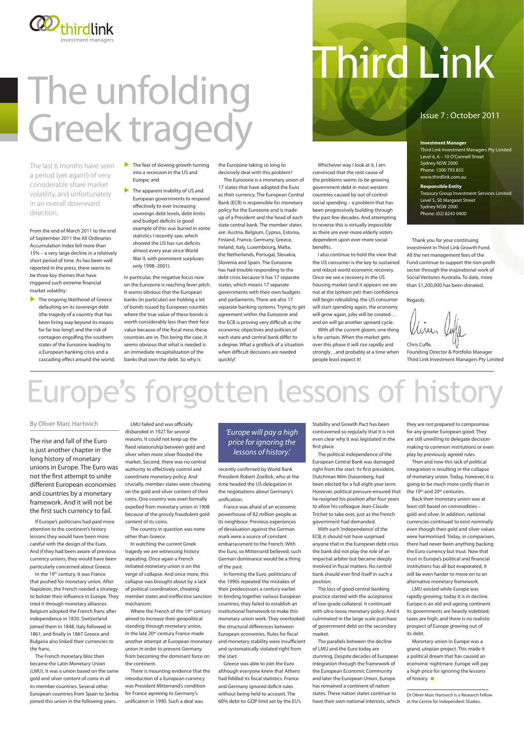thirdlink investment managers

# Third Link News

Issue 7 : October 2011

**Investment Manager**
Third Link Investment Managers Pty Limited
Level 6, 6 – 10 O'Connell Street
Sydney NSW 2000
Phone: 1300 793 855
www.thirdlink.com.au

**Responsible Entity**
Treasury Group Investment Services Limited
Level 5, 50 Margaret Street
Sydney NSW 2000
Phone: (02) 8243 0400

# The unfolding Greek tragedy

The last 6 months have seen a period (yet again!) of very considerable share market volatility, and unfortunately in an overall downward direction.

From the end of March 2011 to the end of September 2011 the All Ordinaries Accumulation Index fell more than 15% – a very large decline in a relatively short period of time. As has been well reported in the press, there seems to be three key themes that have triggered such extreme financial market volatility:

- The ongoing likelihood of Greece defaulting on its sovereign debt (the tragedy of a country that has been living way beyond its means for far too long!) and the risk of contagion engulfing the southern states of the Eurozone leading to a European banking crisis and a cascading effect around the world;
- The fear of slowing growth turning into a recession in the US and Europe; and
- The apparent inability of US and European governments to respond effectively to ever increasing sovereign debt levels, debt limits and budget deficits (a good example of this was buried in some statistics I recently saw, which showed the US has run deficits almost every year since World War II, with prominent surpluses only 1998–2001).

In particular, the negative focus now on the Eurozone is reaching fever pitch. It seems obvious that the European banks (in particular) are holding a lot of bonds issued by European counties where the true value of these bonds is worth considerably less than their face value because of the fiscal mess these countries are in. This being the case, it seems obvious that what is needed is an immediate recapitalization of the banks that own the debt. So why is the Eurozone taking so long to decisively deal with this problem?

The Eurozone is a monetary union of 17 states that have adopted the Euro as their currency. The European Central Bank (ECB) is responsible for monetary policy for the Eurozone and is made up of a President and the head of each state central bank. The member states are: Austria, Belgium, Cyprus, Estonia, Finland, France, Germany, Greece, Ireland, Italy, Luxembourg, Malta, the Netherlands, Portugal, Slovakia, Slovenia and Spain. The Eurozone has had trouble responding to the debt crisis because it has 17 separate states, which means 17 separate governments with their own budgets and parliaments. There are also 17 separate banking systems. Trying to get agreement within the Eurozone and the ECB is proving very difficult as the economic objectives and policies of each state and central bank differ to a degree. What a gridlock of a situation when difficult decisions are needed quickly!

Whichever way I look at it, I am convinced that the root cause of the problems seems to be growing government debt in most western countries caused by out of control social spending – a problem that has been progressively building through the past few decades. And attempting to reverse this is virtually impossible as there are ever-more elderly voters dependent upon ever-more social benefits.

I also continue to hold the view that the US consumer is the key to sustained and robust world economic recovery. Once we see a recovery in the US housing market (and it appears we are not at the bottom yet) then confidence will begin rebuilding, the US consumer will start spending again, the economy will grow again, jobs will be created… and on will go another upward cycle.

With all the current gloom, one thing is for certain. When the market gets over this phase it will rise rapidly and strongly…and probably at a time when people least expect it!

Thank you for your continuing investment in Third Link Growth Fund. All the net management fees of the Fund continue to support the non-profit sector through the inspirational work of Social Ventures Australia. To date, more than $1,200,000 has been donated.

Regards

Chris Cuffe,
Founding Director & Portfolio Manager
Third Link Investment Managers Pty Limited

# Europe's forgotten lessons of history

By Oliver Marc Hartwich

The rise and fall of the Euro is just another chapter in the long history of monetary unions in Europe. The Euro was not the first attempt to unite different European economies and countries by a monetary framework. And it will not be the first such currency to fail.

If Europe's politicians had paid more attention to the continent's history lessons they would have been more careful with the design of the Euro. And if they had been aware of previous currency unions, they would have been particularly concerned about Greece.

In the 19th century, it was France that pushed for monetary union. After Napoleon, the French needed a strategy to bolster their influence in Europe. They tried it through monetary alliances. Belgium adopted the French franc after independence in 1830. Switzerland joined them in 1848. Italy followed in 1861, and finally in 1867 Greece and Bulgaria also linked their currencies to the franc.

The French monetary bloc then became the Latin Monetary Union (LMU). It was a union based on the same gold and silver content of coins in all its member countries. Several other European countries from Spain to Serbia joined this union in the following years.

LMU failed and was officially disbanded in 1927 for several reasons. It could not keep up the fixed relationship between gold and silver when more silver flooded the market. Second, there was no central authority to effectively control and coordinate monetary policy. And crucially, member states were cheating on the gold and silver content of their coins. One country was even formally expelled from monetary union in 1908 because of the grossly fraudulent gold content of its coins.

The country in question was none other than Greece.

In watching the current Greek tragedy we are witnessing history repeating. Once again a French initiated monetary union is on the verge of collapse. And once more, this collapse was brought about by a lack of political coordination, cheating member states and ineffective sanction mechanism.

Where the French of the 19th century aimed to increase their geopolitical standing through monetary union, in the late 20th century France made another attempt at European monetary union in order to prevent Germany from becoming the dominant force on the continent.

There is mounting evidence that the introduction of a European currency was President Mitterrand's condition for France agreeing to Germany's unification in 1990. Such a deal was recently confirmed by World Bank President Robert Zoellick, who at the time headed the US delegation in the negotiations about Germany's unification.

*'Europe will pay a high price for ignoring the lessons of history.'*

France was afraid of an economic powerhouse of 82 million people as its neighbour. Previous experiences of devaluation against the German mark were a source of constant embarrassment to the French. With the Euro, so Mitterrand believed, such German dominance would be a thing of the past.

In forming the Euro, politicians of the 1990s repeated the mistakes of their predecessors a century earlier. In binding together various European countries, they failed to establish an institutional framework to make this monetary union work. They overlooked the structural differences between European economies. Rules for fiscal and monetary stability were insufficient and systematically violated right from the start.

Greece was able to join the Euro although everyone knew that Athens had fiddled its fiscal statistics. France and Germany ignored deficit rules without being held to account. The 60% debt-to-GDP limit set by the EU's Stability and Growth Pact has been contravened so regularly that it is not even clear why it was legislated in the first place.

The political independence of the European Central Bank was damaged right from the start. Its first president, Dutchman Wim Duisenberg, had been elected for a full eight-year term. However, political pressure ensured that he resigned his position after four years to allow his colleague Jean-Claude Trichet to take over, just as the French government had demanded.

With such 'independence' of the ECB, it should not have surprised anyone that in the European debt crisis the bank did not play the role of an impartial arbiter but became deeply involved in fiscal matters. No central bank should ever find itself in such a position.

The loss of good central banking practice started with the acceptance of low-grade collateral. It continued with ultra-loose monetary policy. And it culminated in the large scale purchase of government debt on the secondary market.

The parallels between the decline of LMU and the Euro today are stunning. Despite decades of European integration through the framework of the European Economic Community and later the European Union, Europe has remained a continent of nation states. These nation states continue to have their own national interests, which they are not prepared to compromise for any greater European good. They are still unwilling to delegate decision-making to common institutions or even play by previously agreed rules.

Then and now this lack of political integration is resulting in the collapse of monetary union. Today, however, it is going to be much more costly than in the 19th and 20th centuries.

Back then monetary union was at least still based on commodities – gold and silver. In addition, national currencies continued to exist nominally even though their gold and silver values were harmonised. Today, in comparison, there had never been anything backing the Euro currency but trust. Now that trust in Europe's political and financial institutions has all but evaporated, it will be even harder to move on to an alternative monetary framework.

LMU existed while Europe was rapidly growing; today it is in decline. Europe is an old and ageing continent. Its governments are heavily indebted; taxes are high; and there is no realistic prospect of Europe growing out of its debt.

Monetary union in Europe was a grand, utopian project. This made it a political dream that has caused an economic nightmare. Europe will pay a high price for ignoring the lessons of history. ■

Dr Oliver Marc Hartwich is a Research Fellow at the Centre for Independent Studies.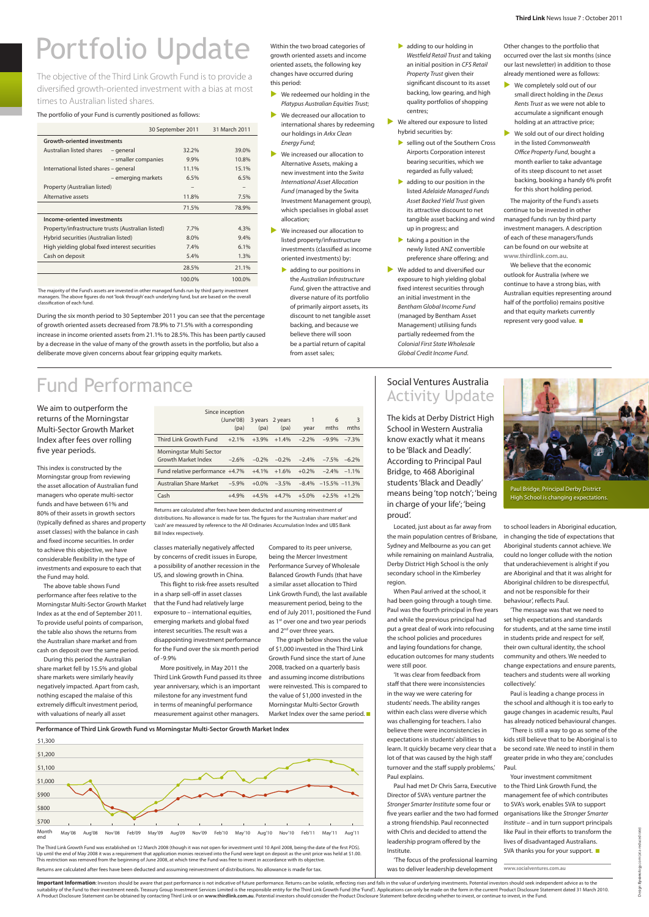# Portfolio Update

The objective of the Third Link Growth Fund is to provide a diversified growth-oriented investment with a bias at most times to Australian listed shares.

The portfolio of your Fund is currently positioned as follows:

| | | 30 September 2011 | 31 March 2011 |
|---|---|---|---|
| **Growth-oriented investments** | | | |
| Australian listed shares | – general | 32.2% | 39.0% |
| | – smaller companies | 9.9% | 10.8% |
| International listed shares | – general | 11.1% | 15.1% |
| | – emerging markets | 6.5% | 6.5% |
| Property (Australian listed) | | – | – |
| Alternative assets | | 11.8% | 7.5% |
| | | 71.5% | 78.9% |
| **Income-oriented investments** | | | |
| Property/infrastructure trusts (Australian listed) | | 7.7% | 4.3% |
| Hybrid securities (Australian listed) | | 8.0% | 9.4% |
| High yielding global fixed interest securities | | 7.4% | 6.1% |
| Cash on deposit | | 5.4% | 1.3% |
| | | 28.5% | 21.1% |
| | | 100.0% | 100.0% |

The majority of the Fund's assets are invested in other managed funds run by third party investment managers. The above figures do not 'look through' each underlying fund, but are based on the overall classification of each fund.

During the six month period to 30 September 2011 you can see that the percentage of growth oriented assets decreased from 78.9% to 71.5% with a corresponding increase in income oriented assets from 21.1% to 28.5%. This has been partly caused by a decrease in the value of many of the growth assets in the portfolio, but also a deliberate move given concerns about fear gripping equity markets.

Within the two broad categories of growth oriented assets and income oriented assets, the following key changes have occurred during this period:

- We redeemed our holding in the *Platypus Australian Equities Trust*;
- We decreased our allocation to international shares by redeeming our holdings in *Arkx Clean Energy Fund*;
- We increased our allocation to Alternative Assets, making a new investment into the *Swita International Asset Allocation Fund* (managed by the Swita Investment Management group), which specialises in global asset allocation;
- We increased our allocation to listed property/infrastructure investments (classified as income oriented investments) by:
  - adding to our positions in the *Australian Infrastructure Fund*, given the attractive and diverse nature of its portfolio of primarily airport assets, its discount to net tangible asset backing, and because we believe there will soon be a partial return of capital from asset sales;
  - adding to our holding in *Westfield Retail Trust* and taking an initial position in *CFS Retail Property Trust* given their significant discount to its asset backing, low gearing, and high quality portfolios of shopping centres;
- We altered our exposure to listed hybrid securities by:
  - selling out of the Southern Cross Airports Corporation interest bearing securities, which we regarded as fully valued;
  - adding to our position in the listed *Adelaide Managed Funds Asset Backed Yield Trust* given its attractive discount to net tangible asset backing and wind up in progress; and
  - taking a position in the newly listed ANZ convertible preference share offering; and
- We added to and diversified our exposure to high yielding global fixed interest securities through an initial investment in the *Bentham Global Income Fund* (managed by Bentham Asset Management) utilising funds partially redeemed from the *Colonial First State Wholesale Global Credit Income Fund*.

Other changes to the portfolio that occurred over the last six months (since our last newsletter) in addition to those already mentioned were as follows:

- We completely sold out of our small direct holding in the *Dexus Rents Trust* as we were not able to accumulate a significant enough holding at an attractive price;
- We sold out of our direct holding in the listed *Commonwealth Office Property Fund*, bought a month earlier to take advantage of its steep discount to net asset backing, booking a handy 6% profit for this short holding period.

The majority of the Fund's assets continue to be invested in other managed funds run by third party investment managers. A description of each of these managers/funds can be found on our website at **www.thirdlink.com.au**.

We believe that the economic outlook for Australia (where we continue to have a strong bias, with Australian equities representing around half of the portfolio) remains positive and that equity markets currently represent very good value.

# Fund Performance

We aim to outperform the returns of the Morningstar Multi-Sector Growth Market Index after fees over rolling five year periods.

| | Since inception (June'08) (pa) | 3 years (pa) | 2 years (pa) | 1 year | 6 mths | 3 mths |
|---|---|---|---|---|---|---|
| Third Link Growth Fund | +2.1% | +3.9% | +1.4% | −2.2% | −9.9% | −7.3% |
| Morningstar Multi Sector Growth Market Index | −2.6% | −0.2% | −0.2% | −2.4% | −7.5% | −6.2% |
| Fund relative performance | +4.7% | +4.1% | +1.6% | +0.2% | −2.4% | −1.1% |
| Australian Share Market | −5.9% | +0.0% | −3.5% | −8.4% | −15.5% | −11.3% |
| Cash | +4.9% | +4.5% | +4.7% | +5.0% | +2.5% | +1.2% |

Returns are calculated after fees have been deducted and assuming reinvestment of distributions. No allowance is made for tax. The figures for the 'Australian share market' and 'cash' are measured by reference to the All Ordinaries Accumulation Index and UBS Bank Bill Index respectively.

This index is constructed by the Morningstar group from reviewing the asset allocation of Australian fund managers who operate multi-sector funds and have between 61% and 80% of their assets in growth sectors (typically defined as shares and property asset classes) with the balance in cash and fixed income securities. In order to achieve this objective, we have considerable flexibility in the type of investments and exposure to each that the Fund may hold.

The above table shows Fund performance after fees relative to the Morningstar Multi-Sector Growth Market Index as at the end of September 2011. To provide useful points of comparison, the table also shows the returns from the Australian share market and from cash on deposit over the same period.

During this period the Australian share market fell by 15.5% and global share markets were similarly heavily negatively impacted. Apart from cash, nothing escaped the malaise of this extremely difficult investment period, with valuations of nearly all asset classes materially negatively affected by concerns of credit issues in Europe, a possibility of another recession in the US, and slowing growth in China.

This flight to risk-free assets resulted in a sharp sell-off in asset classes that the Fund had relatively large exposure to – international equities, emerging markets and global fixed interest securities. The result was a disappointing investment performance for the Fund over the six month period of -9.9%.

More positively, in May 2011 the Third Link Growth Fund passed its three year anniversary, which is an important milestone for any investment fund in terms of meaningful performance measurement against other managers. Compared to its peer universe, being the Mercer Investment Performance Survey of Wholesale Balanced Growth Funds (that have a similar asset allocation to Third Link Growth Fund), the last available measurement period, being to the end of July 2011, positioned the Fund as 1st over one and two year periods and 2nd over three years.

The graph below shows the value of $1,000 invested in the Third Link Growth Fund since the start of June 2008, tracked on a quarterly basis and assuming income distributions were reinvested. This is compared to the value of $1,000 invested in the Morningstar Multi-Sector Growth Market Index over the same period.

**Performance of Third Link Growth Fund vs Morningstar Multi-Sector Growth Market Index**

$1,300
$1,200
$1,100
$1,000
$900
$800
$700
Month end: May'08, Aug'08, Nov'08, Feb'09, May'09, Aug'09, Nov'09, Feb'10, May'10, Aug'10, Nov'10, Feb'11, May'11, Aug'11

The Third Link Growth Fund was established on 12 March 2008 (though it was not open for investment until 10 April 2008, being the date of the first PDS). Up until the end of May 2008 it was a requirement that application monies received into the Fund were kept on deposit as the unit price was held at $1.00. This restriction was removed from the beginning of June 2008, at which time the Fund was free to invest in accordance with its objective.

Returns are calculated after fees have been deducted and assuming reinvestment of distributions. No allowance is made for tax.

## Social Ventures Australia Activity Update

The kids at Derby District High School in Western Australia know exactly what it means to be 'Black and Deadly'. According to Principal Paul Bridge, to 468 Aboriginal students 'Black and Deadly' means being 'top notch'; 'being in charge of your life'; 'being proud'.

Paul Bridge, Principal Derby District High School is changing expectations.

Located, just about as far away from the main population centres of Brisbane, Sydney and Melbourne as you can get while remaining on mainland Australia, Derby District High School is the only secondary school in the Kimberley region.

When Paul arrived at the school, it had been going through a tough time. Paul was the fourth principal in five years and while the previous principal had put a great deal of work into refocusing the school policies and procedures and laying foundations for change, education outcomes for many students were still poor.

'It was clear from feedback from staff that there were inconsistencies in the way we were catering for students' needs. The ability ranges within each class were diverse which was challenging for teachers. I also believe there were inconsistencies in expectations in students' abilities to learn. It quickly became very clear that a lot of that was caused by the high staff turnover and the staff supply problems,' Paul explains.

Paul had met Dr Chris Sarra, Executive Director of SVA's venture partner the *Stronger Smarter Institute* some four or five years earlier and the two had formed a strong friendship. Paul reconnected with Chris and decided to attend the leadership program offered by the Institute.

'The focus of the professional learning was to deliver leadership development to school leaders in Aboriginal education, in changing the tide of expectations that Aboriginal students cannot achieve. We could no longer collude with the notion that underachievement is alright if you are Aboriginal and that it was alright for Aboriginal children to be disrespectful, and not be responsible for their behaviour,' reflects Paul.

'The message was that we need to set high expectations and standards for students, and at the same time instil in students pride and respect for self, their own cultural identity, the school community and others. We needed to change expectations and ensure parents, teachers and students were all working collectively.'

Paul is leading a change process in the school and although it is too early to gauge changes in academic results, Paul has already noticed behavioural changes.

'There is still a way to go as some of the kids still believe that to be Aboriginal is to be second rate. We need to instil in them greater pride in who they are,' concludes Paul.

Your investment commitment to the Third Link Growth Fund, the management fee of which contributes to SVA's work, enables SVA to support organisations like the *Stronger Smarter Institute* – and in turn support principals like Paul in their efforts to transform the lives of disadvantaged Australians. SVA thanks you for your support.

www.socialventures.com.au

**Important Information**: Investors should be aware that past performance is not indicative of future performance. Returns can be volatile, reflecting rises and falls in the value of underlying investments. Potential investors should seek independent advice as to the suitability of the Fund to their investment needs. Treasury Group Investment Services Limited is the responsible entity for the Third Link Growth Fund (the 'Fund'). Applications can only be made on the form in the current Product Disclosure Statement dated 31 March 2010. A Product Disclosure Statement can be obtained by contacting Third Link or on **www.thirdlink.com.au**. Potential investors should consider the Product Disclosure Statement before deciding whether to invest, or continue to invest, in the Fund.